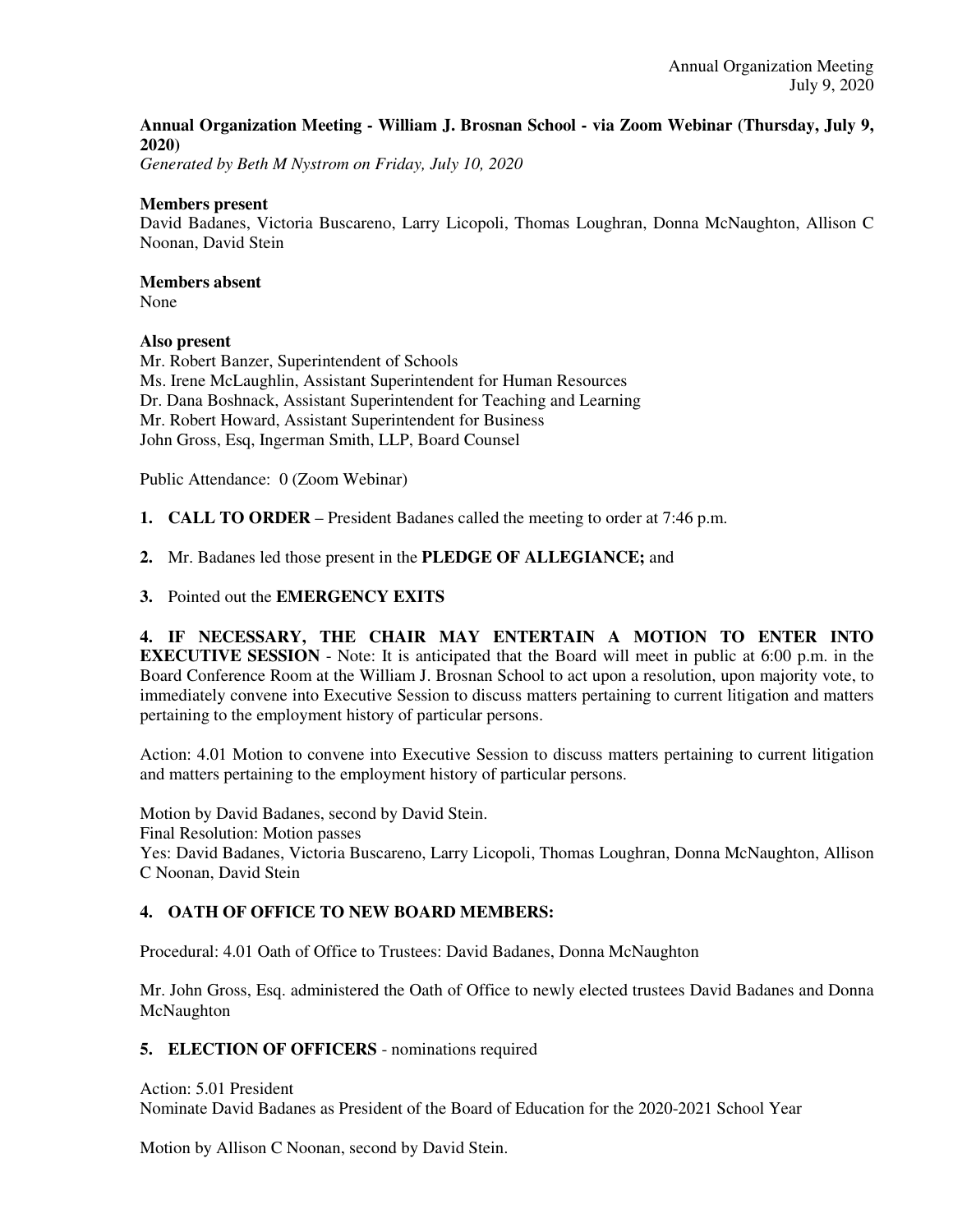**Annual Organization Meeting - William J. Brosnan School - via Zoom Webinar (Thursday, July 9, 2020)**

*Generated by Beth M Nystrom on Friday, July 10, 2020*

**Members present**

David Badanes, Victoria Buscareno, Larry Licopoli, Thomas Loughran, Donna McNaughton, Allison C Noonan, David Stein

**Members absent**

None

**Also present**

Mr. Robert Banzer, Superintendent of Schools
Ms. Irene McLaughlin, Assistant Superintendent for Human Resources
Dr. Dana Boshnack, Assistant Superintendent for Teaching and Learning
Mr. Robert Howard, Assistant Superintendent for Business
John Gross, Esq, Ingerman Smith, LLP, Board Counsel

Public Attendance: 0 (Zoom Webinar)

1. **CALL TO ORDER** – President Badanes called the meeting to order at 7:46 p.m.

2. Mr. Badanes led those present in the **PLEDGE OF ALLEGIANCE;** and

3. Pointed out the **EMERGENCY EXITS**

**4. IF NECESSARY, THE CHAIR MAY ENTERTAIN A MOTION TO ENTER INTO EXECUTIVE SESSION** - Note: It is anticipated that the Board will meet in public at 6:00 p.m. in the Board Conference Room at the William J. Brosnan School to act upon a resolution, upon majority vote, to immediately convene into Executive Session to discuss matters pertaining to current litigation and matters pertaining to the employment history of particular persons.

Action: 4.01 Motion to convene into Executive Session to discuss matters pertaining to current litigation and matters pertaining to the employment history of particular persons.

Motion by David Badanes, second by David Stein.
Final Resolution: Motion passes
Yes: David Badanes, Victoria Buscareno, Larry Licopoli, Thomas Loughran, Donna McNaughton, Allison C Noonan, David Stein

## 4. OATH OF OFFICE TO NEW BOARD MEMBERS:

Procedural: 4.01 Oath of Office to Trustees: David Badanes, Donna McNaughton

Mr. John Gross, Esq. administered the Oath of Office to newly elected trustees David Badanes and Donna McNaughton

## 5. ELECTION OF OFFICERS - nominations required

Action: 5.01 President
Nominate David Badanes as President of the Board of Education for the 2020-2021 School Year

Motion by Allison C Noonan, second by David Stein.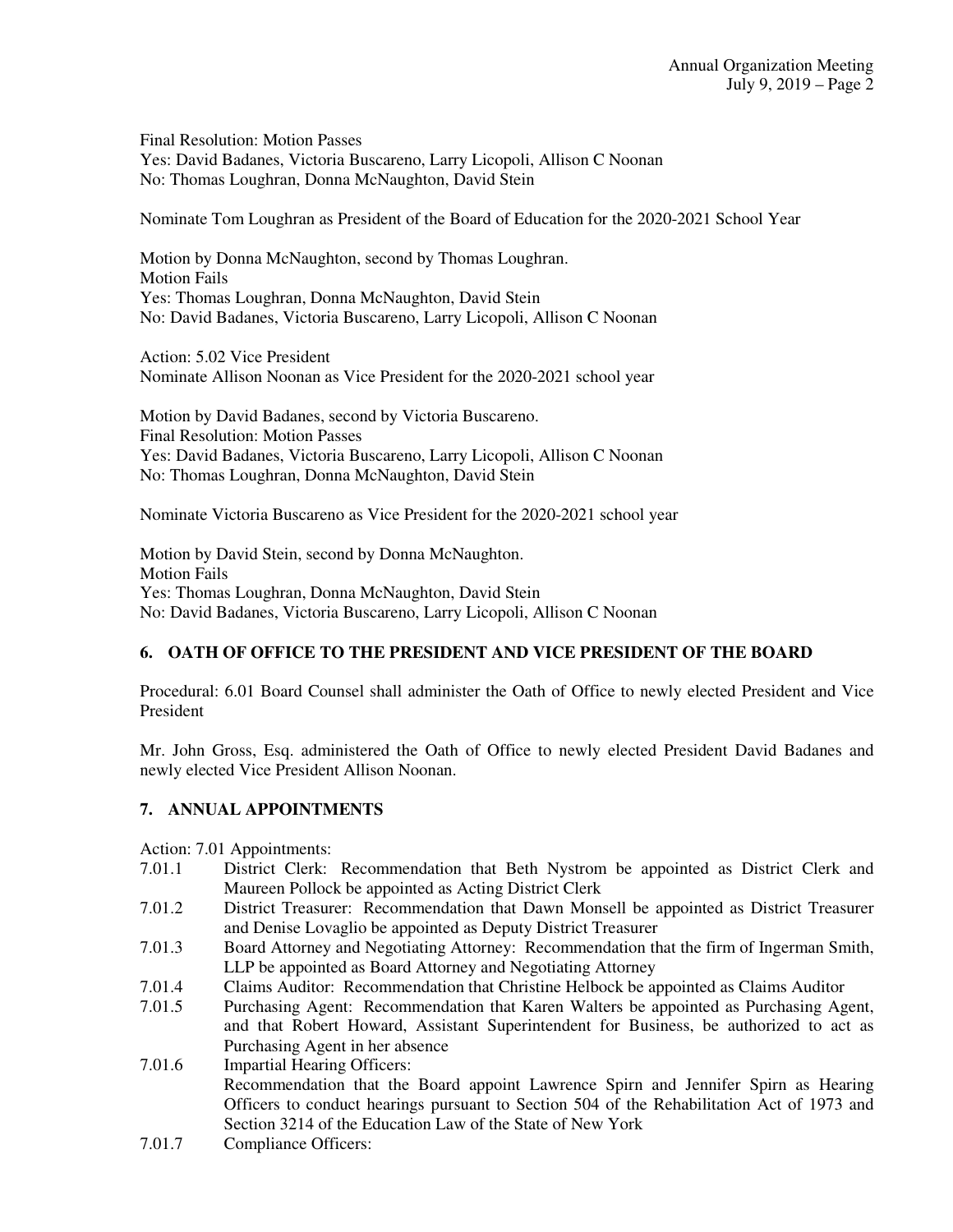Final Resolution: Motion Passes
Yes: David Badanes, Victoria Buscareno, Larry Licopoli, Allison C Noonan
No: Thomas Loughran, Donna McNaughton, David Stein

Nominate Tom Loughran as President of the Board of Education for the 2020-2021 School Year

Motion by Donna McNaughton, second by Thomas Loughran.
Motion Fails
Yes: Thomas Loughran, Donna McNaughton, David Stein
No: David Badanes, Victoria Buscareno, Larry Licopoli, Allison C Noonan

Action: 5.02 Vice President
Nominate Allison Noonan as Vice President for the 2020-2021 school year

Motion by David Badanes, second by Victoria Buscareno.
Final Resolution: Motion Passes
Yes: David Badanes, Victoria Buscareno, Larry Licopoli, Allison C Noonan
No: Thomas Loughran, Donna McNaughton, David Stein

Nominate Victoria Buscareno as Vice President for the 2020-2021 school year

Motion by David Stein, second by Donna McNaughton.
Motion Fails
Yes: Thomas Loughran, Donna McNaughton, David Stein
No: David Badanes, Victoria Buscareno, Larry Licopoli, Allison C Noonan

## 6. OATH OF OFFICE TO THE PRESIDENT AND VICE PRESIDENT OF THE BOARD

Procedural: 6.01 Board Counsel shall administer the Oath of Office to newly elected President and Vice President

Mr. John Gross, Esq. administered the Oath of Office to newly elected President David Badanes and newly elected Vice President Allison Noonan.

## 7. ANNUAL APPOINTMENTS

Action: 7.01 Appointments:

- 7.01.1 District Clerk: Recommendation that Beth Nystrom be appointed as District Clerk and Maureen Pollock be appointed as Acting District Clerk
- 7.01.2 District Treasurer: Recommendation that Dawn Monsell be appointed as District Treasurer and Denise Lovaglio be appointed as Deputy District Treasurer
- 7.01.3 Board Attorney and Negotiating Attorney: Recommendation that the firm of Ingerman Smith, LLP be appointed as Board Attorney and Negotiating Attorney
- 7.01.4 Claims Auditor: Recommendation that Christine Helbock be appointed as Claims Auditor
- 7.01.5 Purchasing Agent: Recommendation that Karen Walters be appointed as Purchasing Agent, and that Robert Howard, Assistant Superintendent for Business, be authorized to act as Purchasing Agent in her absence
- 7.01.6 Impartial Hearing Officers:
  Recommendation that the Board appoint Lawrence Spirn and Jennifer Spirn as Hearing Officers to conduct hearings pursuant to Section 504 of the Rehabilitation Act of 1973 and Section 3214 of the Education Law of the State of New York
- 7.01.7 Compliance Officers: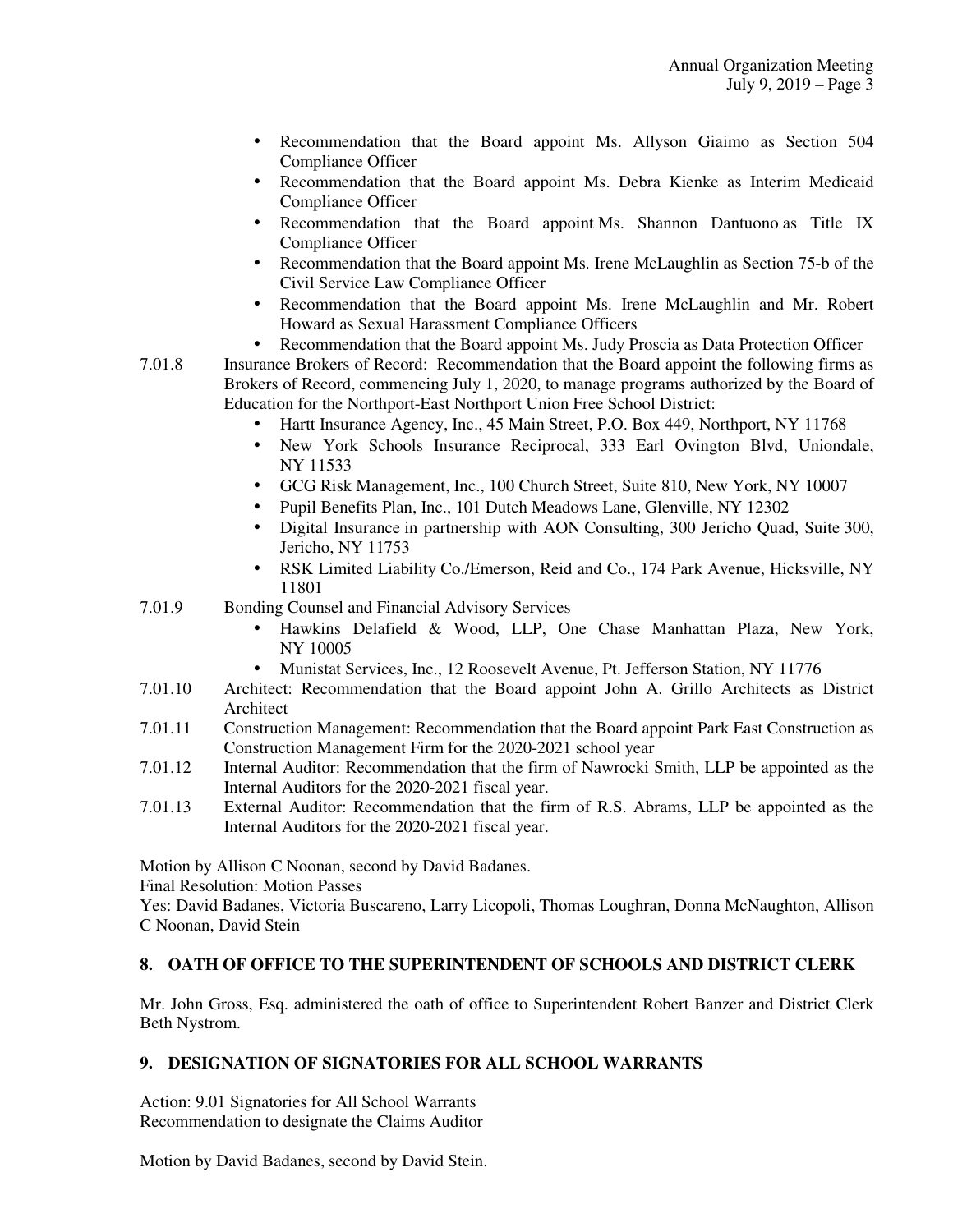- Recommendation that the Board appoint Ms. Allyson Giaimo as Section 504 Compliance Officer
- Recommendation that the Board appoint Ms. Debra Kienke as Interim Medicaid Compliance Officer
- Recommendation that the Board appoint Ms. Shannon Dantuono as Title IX Compliance Officer
- Recommendation that the Board appoint Ms. Irene McLaughlin as Section 75-b of the Civil Service Law Compliance Officer
- Recommendation that the Board appoint Ms. Irene McLaughlin and Mr. Robert Howard as Sexual Harassment Compliance Officers
- Recommendation that the Board appoint Ms. Judy Proscia as Data Protection Officer

7.01.8 Insurance Brokers of Record: Recommendation that the Board appoint the following firms as Brokers of Record, commencing July 1, 2020, to manage programs authorized by the Board of Education for the Northport-East Northport Union Free School District:

- Hartt Insurance Agency, Inc., 45 Main Street, P.O. Box 449, Northport, NY 11768
- New York Schools Insurance Reciprocal, 333 Earl Ovington Blvd, Uniondale, NY 11533
- GCG Risk Management, Inc., 100 Church Street, Suite 810, New York, NY 10007
- Pupil Benefits Plan, Inc., 101 Dutch Meadows Lane, Glenville, NY 12302
- Digital Insurance in partnership with AON Consulting, 300 Jericho Quad, Suite 300, Jericho, NY 11753
- RSK Limited Liability Co./Emerson, Reid and Co., 174 Park Avenue, Hicksville, NY 11801

7.01.9 Bonding Counsel and Financial Advisory Services

- Hawkins Delafield & Wood, LLP, One Chase Manhattan Plaza, New York, NY 10005
- Munistat Services, Inc., 12 Roosevelt Avenue, Pt. Jefferson Station, NY 11776

7.01.10 Architect: Recommendation that the Board appoint John A. Grillo Architects as District Architect

7.01.11 Construction Management: Recommendation that the Board appoint Park East Construction as Construction Management Firm for the 2020-2021 school year

7.01.12 Internal Auditor: Recommendation that the firm of Nawrocki Smith, LLP be appointed as the Internal Auditors for the 2020-2021 fiscal year.

7.01.13 External Auditor: Recommendation that the firm of R.S. Abrams, LLP be appointed as the Internal Auditors for the 2020-2021 fiscal year.

Motion by Allison C Noonan, second by David Badanes.
Final Resolution: Motion Passes
Yes: David Badanes, Victoria Buscareno, Larry Licopoli, Thomas Loughran, Donna McNaughton, Allison C Noonan, David Stein

## 8. OATH OF OFFICE TO THE SUPERINTENDENT OF SCHOOLS AND DISTRICT CLERK

Mr. John Gross, Esq. administered the oath of office to Superintendent Robert Banzer and District Clerk Beth Nystrom.

## 9. DESIGNATION OF SIGNATORIES FOR ALL SCHOOL WARRANTS

Action: 9.01 Signatories for All School Warrants
Recommendation to designate the Claims Auditor

Motion by David Badanes, second by David Stein.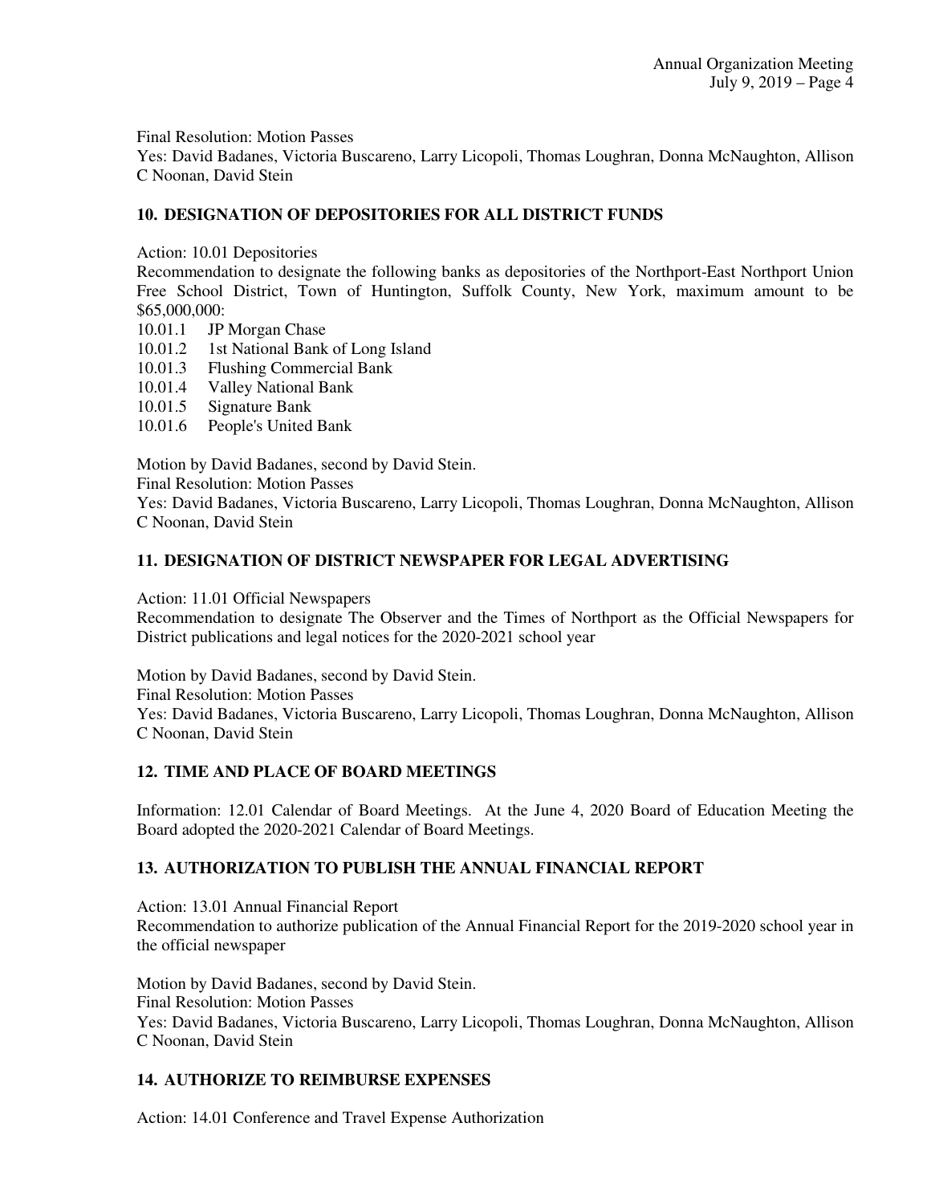Final Resolution: Motion Passes
Yes: David Badanes, Victoria Buscareno, Larry Licopoli, Thomas Loughran, Donna McNaughton, Allison C Noonan, David Stein

## 10. DESIGNATION OF DEPOSITORIES FOR ALL DISTRICT FUNDS

Action: 10.01 Depositories
Recommendation to designate the following banks as depositories of the Northport-East Northport Union Free School District, Town of Huntington, Suffolk County, New York, maximum amount to be $65,000,000:

10.01.1 JP Morgan Chase
10.01.2 1st National Bank of Long Island
10.01.3 Flushing Commercial Bank
10.01.4 Valley National Bank
10.01.5 Signature Bank
10.01.6 People's United Bank

Motion by David Badanes, second by David Stein.
Final Resolution: Motion Passes
Yes: David Badanes, Victoria Buscareno, Larry Licopoli, Thomas Loughran, Donna McNaughton, Allison C Noonan, David Stein

## 11. DESIGNATION OF DISTRICT NEWSPAPER FOR LEGAL ADVERTISING

Action: 11.01 Official Newspapers
Recommendation to designate The Observer and the Times of Northport as the Official Newspapers for District publications and legal notices for the 2020-2021 school year

Motion by David Badanes, second by David Stein.
Final Resolution: Motion Passes
Yes: David Badanes, Victoria Buscareno, Larry Licopoli, Thomas Loughran, Donna McNaughton, Allison C Noonan, David Stein

## 12. TIME AND PLACE OF BOARD MEETINGS

Information: 12.01 Calendar of Board Meetings. At the June 4, 2020 Board of Education Meeting the Board adopted the 2020-2021 Calendar of Board Meetings.

## 13. AUTHORIZATION TO PUBLISH THE ANNUAL FINANCIAL REPORT

Action: 13.01 Annual Financial Report
Recommendation to authorize publication of the Annual Financial Report for the 2019-2020 school year in the official newspaper

Motion by David Badanes, second by David Stein.
Final Resolution: Motion Passes
Yes: David Badanes, Victoria Buscareno, Larry Licopoli, Thomas Loughran, Donna McNaughton, Allison C Noonan, David Stein

## 14. AUTHORIZE TO REIMBURSE EXPENSES

Action: 14.01 Conference and Travel Expense Authorization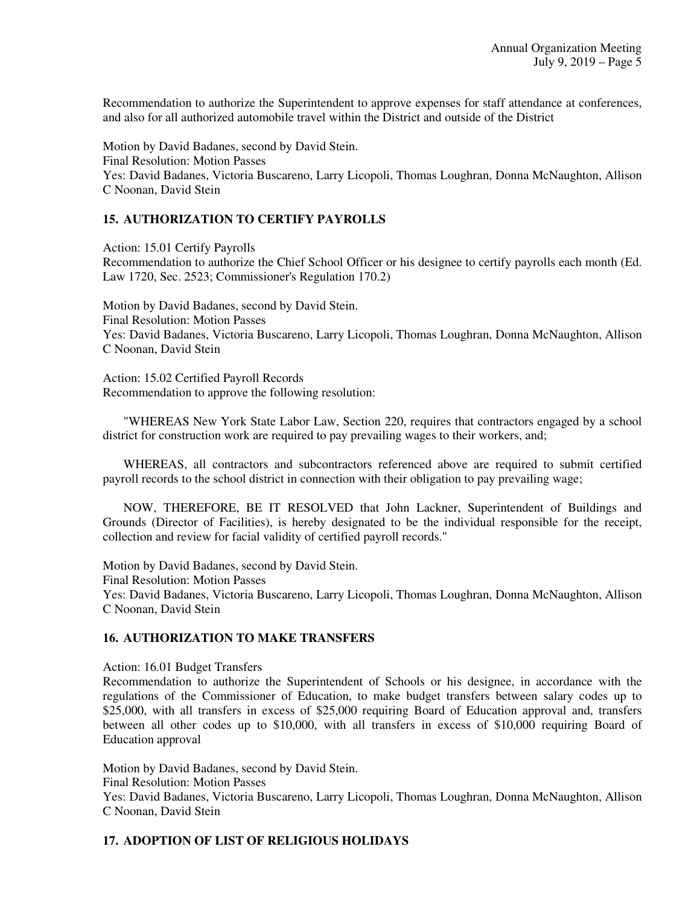Recommendation to authorize the Superintendent to approve expenses for staff attendance at conferences, and also for all authorized automobile travel within the District and outside of the District

Motion by David Badanes, second by David Stein.
Final Resolution: Motion Passes
Yes: David Badanes, Victoria Buscareno, Larry Licopoli, Thomas Loughran, Donna McNaughton, Allison C Noonan, David Stein

## 15. AUTHORIZATION TO CERTIFY PAYROLLS

Action: 15.01 Certify Payrolls
Recommendation to authorize the Chief School Officer or his designee to certify payrolls each month (Ed. Law 1720, Sec. 2523; Commissioner's Regulation 170.2)

Motion by David Badanes, second by David Stein.
Final Resolution: Motion Passes
Yes: David Badanes, Victoria Buscareno, Larry Licopoli, Thomas Loughran, Donna McNaughton, Allison C Noonan, David Stein

Action: 15.02 Certified Payroll Records
Recommendation to approve the following resolution:

"WHEREAS New York State Labor Law, Section 220, requires that contractors engaged by a school district for construction work are required to pay prevailing wages to their workers, and;

WHEREAS, all contractors and subcontractors referenced above are required to submit certified payroll records to the school district in connection with their obligation to pay prevailing wage;

NOW, THEREFORE, BE IT RESOLVED that John Lackner, Superintendent of Buildings and Grounds (Director of Facilities), is hereby designated to be the individual responsible for the receipt, collection and review for facial validity of certified payroll records."

Motion by David Badanes, second by David Stein.
Final Resolution: Motion Passes
Yes: David Badanes, Victoria Buscareno, Larry Licopoli, Thomas Loughran, Donna McNaughton, Allison C Noonan, David Stein

## 16. AUTHORIZATION TO MAKE TRANSFERS

Action: 16.01 Budget Transfers
Recommendation to authorize the Superintendent of Schools or his designee, in accordance with the regulations of the Commissioner of Education, to make budget transfers between salary codes up to $25,000, with all transfers in excess of $25,000 requiring Board of Education approval and, transfers between all other codes up to $10,000, with all transfers in excess of $10,000 requiring Board of Education approval

Motion by David Badanes, second by David Stein.
Final Resolution: Motion Passes
Yes: David Badanes, Victoria Buscareno, Larry Licopoli, Thomas Loughran, Donna McNaughton, Allison C Noonan, David Stein

## 17. ADOPTION OF LIST OF RELIGIOUS HOLIDAYS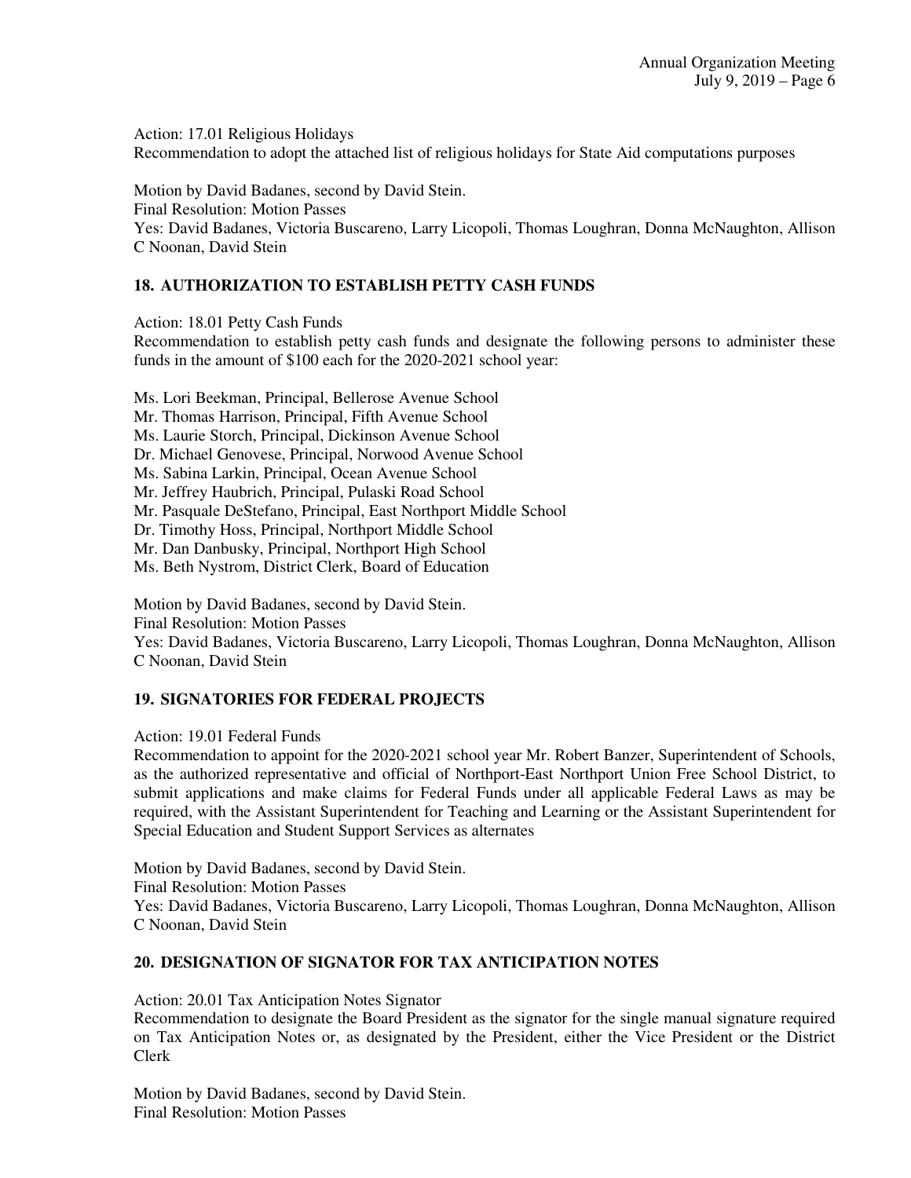Action: 17.01 Religious Holidays
Recommendation to adopt the attached list of religious holidays for State Aid computations purposes

Motion by David Badanes, second by David Stein.
Final Resolution: Motion Passes
Yes: David Badanes, Victoria Buscareno, Larry Licopoli, Thomas Loughran, Donna McNaughton, Allison C Noonan, David Stein

## 18. AUTHORIZATION TO ESTABLISH PETTY CASH FUNDS

Action: 18.01 Petty Cash Funds
Recommendation to establish petty cash funds and designate the following persons to administer these funds in the amount of $100 each for the 2020-2021 school year:

Ms. Lori Beekman, Principal, Bellerose Avenue School
Mr. Thomas Harrison, Principal, Fifth Avenue School
Ms. Laurie Storch, Principal, Dickinson Avenue School
Dr. Michael Genovese, Principal, Norwood Avenue School
Ms. Sabina Larkin, Principal, Ocean Avenue School
Mr. Jeffrey Haubrich, Principal, Pulaski Road School
Mr. Pasquale DeStefano, Principal, East Northport Middle School
Dr. Timothy Hoss, Principal, Northport Middle School
Mr. Dan Danbusky, Principal, Northport High School
Ms. Beth Nystrom, District Clerk, Board of Education

Motion by David Badanes, second by David Stein.
Final Resolution: Motion Passes
Yes: David Badanes, Victoria Buscareno, Larry Licopoli, Thomas Loughran, Donna McNaughton, Allison C Noonan, David Stein

## 19. SIGNATORIES FOR FEDERAL PROJECTS

Action: 19.01 Federal Funds
Recommendation to appoint for the 2020-2021 school year Mr. Robert Banzer, Superintendent of Schools, as the authorized representative and official of Northport-East Northport Union Free School District, to submit applications and make claims for Federal Funds under all applicable Federal Laws as may be required, with the Assistant Superintendent for Teaching and Learning or the Assistant Superintendent for Special Education and Student Support Services as alternates

Motion by David Badanes, second by David Stein.
Final Resolution: Motion Passes
Yes: David Badanes, Victoria Buscareno, Larry Licopoli, Thomas Loughran, Donna McNaughton, Allison C Noonan, David Stein

## 20. DESIGNATION OF SIGNATOR FOR TAX ANTICIPATION NOTES

Action: 20.01 Tax Anticipation Notes Signator
Recommendation to designate the Board President as the signator for the single manual signature required on Tax Anticipation Notes or, as designated by the President, either the Vice President or the District Clerk

Motion by David Badanes, second by David Stein.
Final Resolution: Motion Passes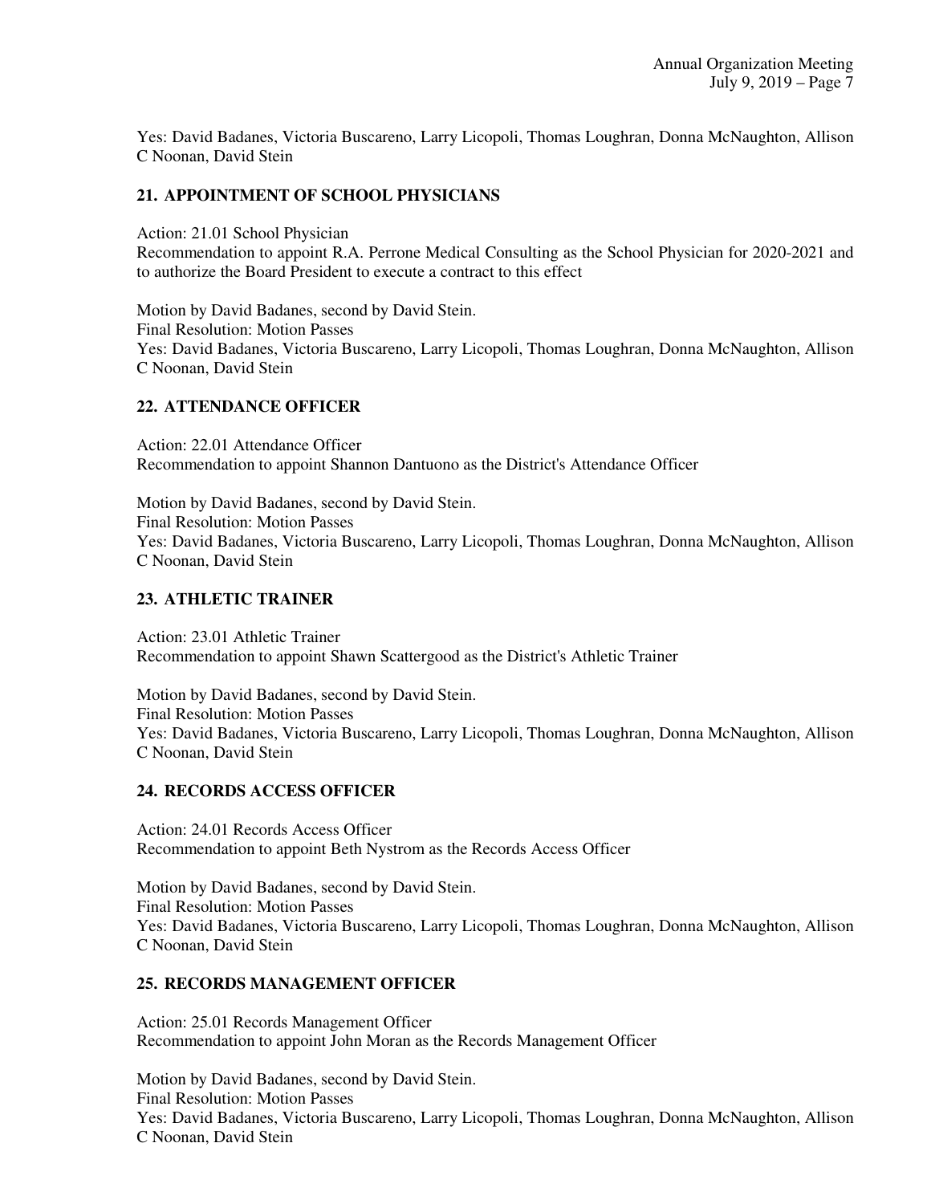Yes: David Badanes, Victoria Buscareno, Larry Licopoli, Thomas Loughran, Donna McNaughton, Allison C Noonan, David Stein

## 21. APPOINTMENT OF SCHOOL PHYSICIANS

Action: 21.01 School Physician
Recommendation to appoint R.A. Perrone Medical Consulting as the School Physician for 2020-2021 and to authorize the Board President to execute a contract to this effect

Motion by David Badanes, second by David Stein.
Final Resolution: Motion Passes
Yes: David Badanes, Victoria Buscareno, Larry Licopoli, Thomas Loughran, Donna McNaughton, Allison C Noonan, David Stein

## 22. ATTENDANCE OFFICER

Action: 22.01 Attendance Officer
Recommendation to appoint Shannon Dantuono as the District's Attendance Officer

Motion by David Badanes, second by David Stein.
Final Resolution: Motion Passes
Yes: David Badanes, Victoria Buscareno, Larry Licopoli, Thomas Loughran, Donna McNaughton, Allison C Noonan, David Stein

## 23. ATHLETIC TRAINER

Action: 23.01 Athletic Trainer
Recommendation to appoint Shawn Scattergood as the District's Athletic Trainer

Motion by David Badanes, second by David Stein.
Final Resolution: Motion Passes
Yes: David Badanes, Victoria Buscareno, Larry Licopoli, Thomas Loughran, Donna McNaughton, Allison C Noonan, David Stein

## 24. RECORDS ACCESS OFFICER

Action: 24.01 Records Access Officer
Recommendation to appoint Beth Nystrom as the Records Access Officer

Motion by David Badanes, second by David Stein.
Final Resolution: Motion Passes
Yes: David Badanes, Victoria Buscareno, Larry Licopoli, Thomas Loughran, Donna McNaughton, Allison C Noonan, David Stein

## 25. RECORDS MANAGEMENT OFFICER

Action: 25.01 Records Management Officer
Recommendation to appoint John Moran as the Records Management Officer

Motion by David Badanes, second by David Stein.
Final Resolution: Motion Passes
Yes: David Badanes, Victoria Buscareno, Larry Licopoli, Thomas Loughran, Donna McNaughton, Allison C Noonan, David Stein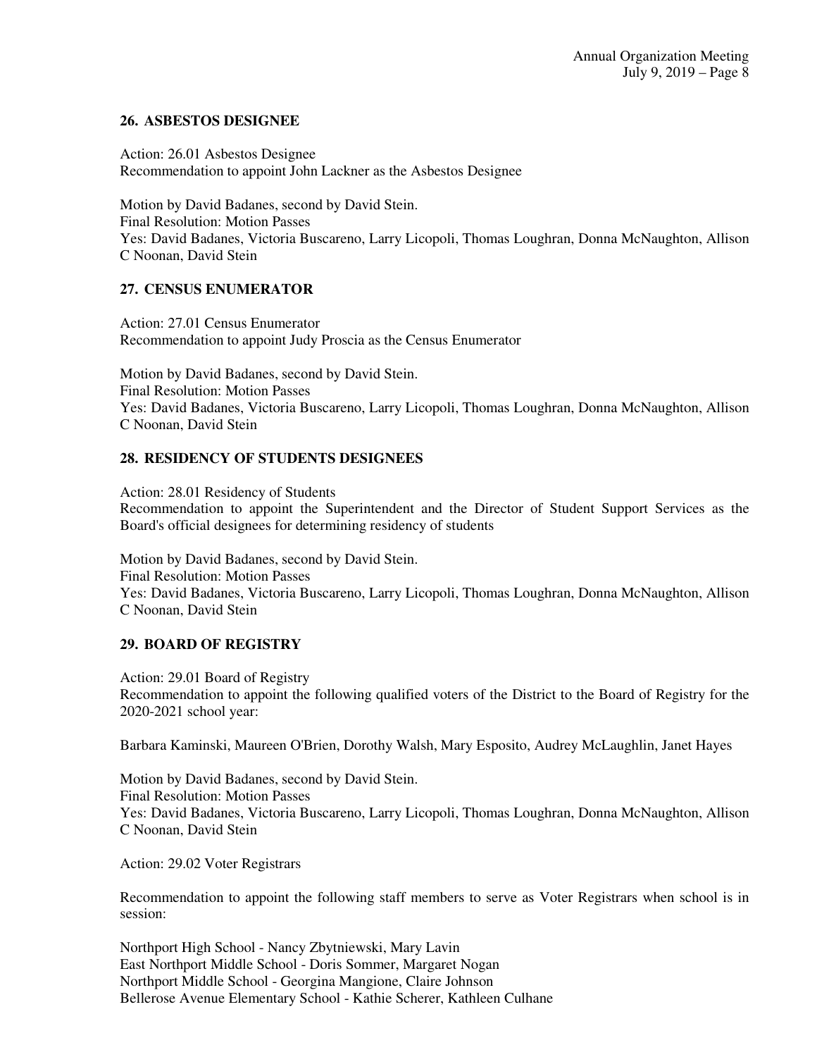## 26. ASBESTOS DESIGNEE

Action: 26.01 Asbestos Designee
Recommendation to appoint John Lackner as the Asbestos Designee

Motion by David Badanes, second by David Stein.
Final Resolution: Motion Passes
Yes: David Badanes, Victoria Buscareno, Larry Licopoli, Thomas Loughran, Donna McNaughton, Allison C Noonan, David Stein

## 27. CENSUS ENUMERATOR

Action: 27.01 Census Enumerator
Recommendation to appoint Judy Proscia as the Census Enumerator

Motion by David Badanes, second by David Stein.
Final Resolution: Motion Passes
Yes: David Badanes, Victoria Buscareno, Larry Licopoli, Thomas Loughran, Donna McNaughton, Allison C Noonan, David Stein

## 28. RESIDENCY OF STUDENTS DESIGNEES

Action: 28.01 Residency of Students
Recommendation to appoint the Superintendent and the Director of Student Support Services as the Board's official designees for determining residency of students

Motion by David Badanes, second by David Stein.
Final Resolution: Motion Passes
Yes: David Badanes, Victoria Buscareno, Larry Licopoli, Thomas Loughran, Donna McNaughton, Allison C Noonan, David Stein

## 29. BOARD OF REGISTRY

Action: 29.01 Board of Registry
Recommendation to appoint the following qualified voters of the District to the Board of Registry for the 2020-2021 school year:

Barbara Kaminski, Maureen O'Brien, Dorothy Walsh, Mary Esposito, Audrey McLaughlin, Janet Hayes

Motion by David Badanes, second by David Stein.
Final Resolution: Motion Passes
Yes: David Badanes, Victoria Buscareno, Larry Licopoli, Thomas Loughran, Donna McNaughton, Allison C Noonan, David Stein

Action: 29.02 Voter Registrars

Recommendation to appoint the following staff members to serve as Voter Registrars when school is in session:

Northport High School - Nancy Zbytniewski, Mary Lavin
East Northport Middle School - Doris Sommer, Margaret Nogan
Northport Middle School - Georgina Mangione, Claire Johnson
Bellerose Avenue Elementary School - Kathie Scherer, Kathleen Culhane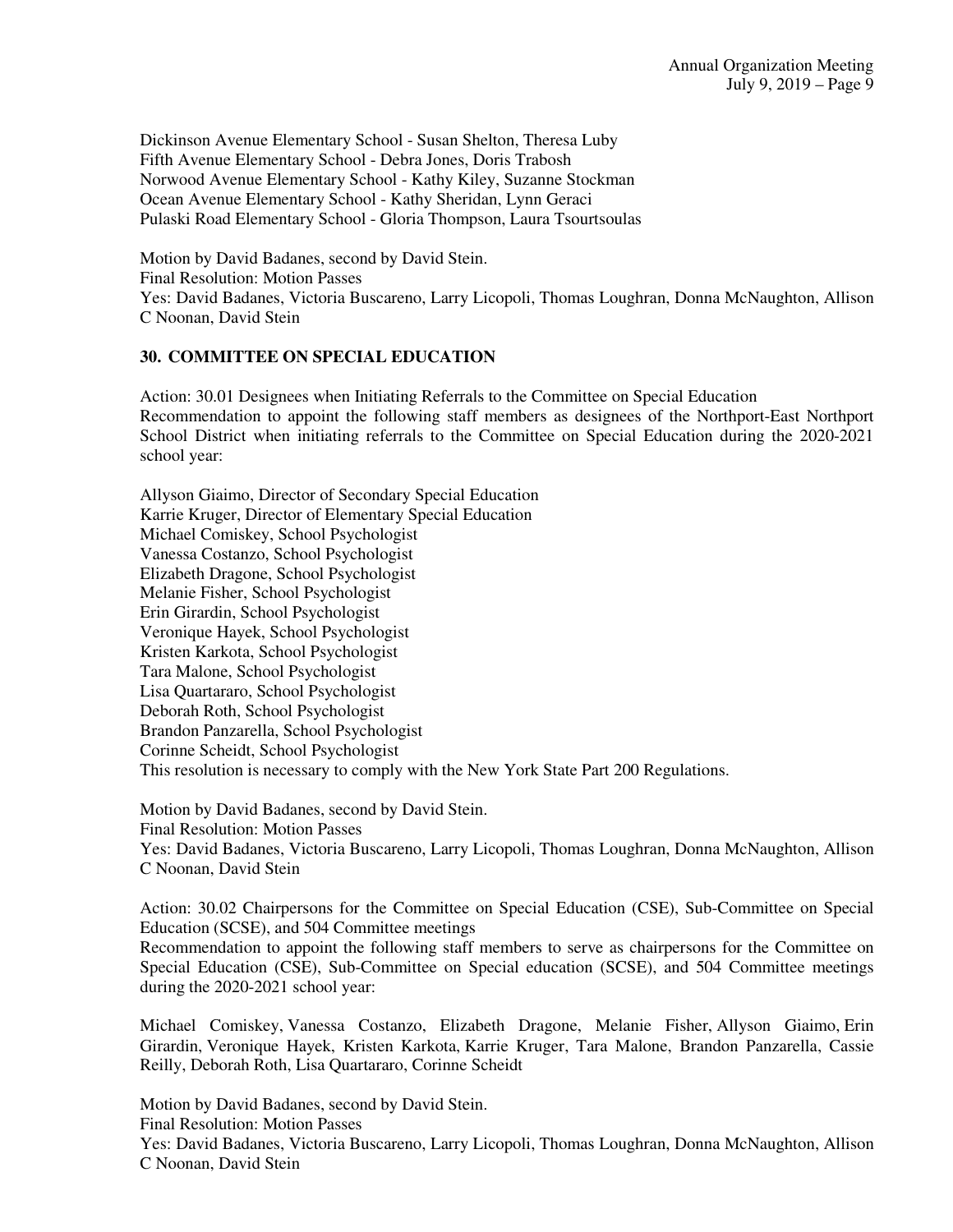Dickinson Avenue Elementary School - Susan Shelton, Theresa Luby
Fifth Avenue Elementary School - Debra Jones, Doris Trabosh
Norwood Avenue Elementary School - Kathy Kiley, Suzanne Stockman
Ocean Avenue Elementary School - Kathy Sheridan, Lynn Geraci
Pulaski Road Elementary School - Gloria Thompson, Laura Tsourtsoulas

Motion by David Badanes, second by David Stein.
Final Resolution: Motion Passes
Yes: David Badanes, Victoria Buscareno, Larry Licopoli, Thomas Loughran, Donna McNaughton, Allison C Noonan, David Stein

## 30. COMMITTEE ON SPECIAL EDUCATION

Action: 30.01 Designees when Initiating Referrals to the Committee on Special Education
Recommendation to appoint the following staff members as designees of the Northport-East Northport School District when initiating referrals to the Committee on Special Education during the 2020-2021 school year:

Allyson Giaimo, Director of Secondary Special Education
Karrie Kruger, Director of Elementary Special Education
Michael Comiskey, School Psychologist
Vanessa Costanzo, School Psychologist
Elizabeth Dragone, School Psychologist
Melanie Fisher, School Psychologist
Erin Girardin, School Psychologist
Veronique Hayek, School Psychologist
Kristen Karkota, School Psychologist
Tara Malone, School Psychologist
Lisa Quartararo, School Psychologist
Deborah Roth, School Psychologist
Brandon Panzarella, School Psychologist
Corinne Scheidt, School Psychologist
This resolution is necessary to comply with the New York State Part 200 Regulations.

Motion by David Badanes, second by David Stein.
Final Resolution: Motion Passes
Yes: David Badanes, Victoria Buscareno, Larry Licopoli, Thomas Loughran, Donna McNaughton, Allison C Noonan, David Stein

Action: 30.02 Chairpersons for the Committee on Special Education (CSE), Sub-Committee on Special Education (SCSE), and 504 Committee meetings
Recommendation to appoint the following staff members to serve as chairpersons for the Committee on Special Education (CSE), Sub-Committee on Special education (SCSE), and 504 Committee meetings during the 2020-2021 school year:

Michael Comiskey, Vanessa Costanzo, Elizabeth Dragone, Melanie Fisher, Allyson Giaimo, Erin Girardin, Veronique Hayek, Kristen Karkota, Karrie Kruger, Tara Malone, Brandon Panzarella, Cassie Reilly, Deborah Roth, Lisa Quartararo, Corinne Scheidt

Motion by David Badanes, second by David Stein.
Final Resolution: Motion Passes
Yes: David Badanes, Victoria Buscareno, Larry Licopoli, Thomas Loughran, Donna McNaughton, Allison C Noonan, David Stein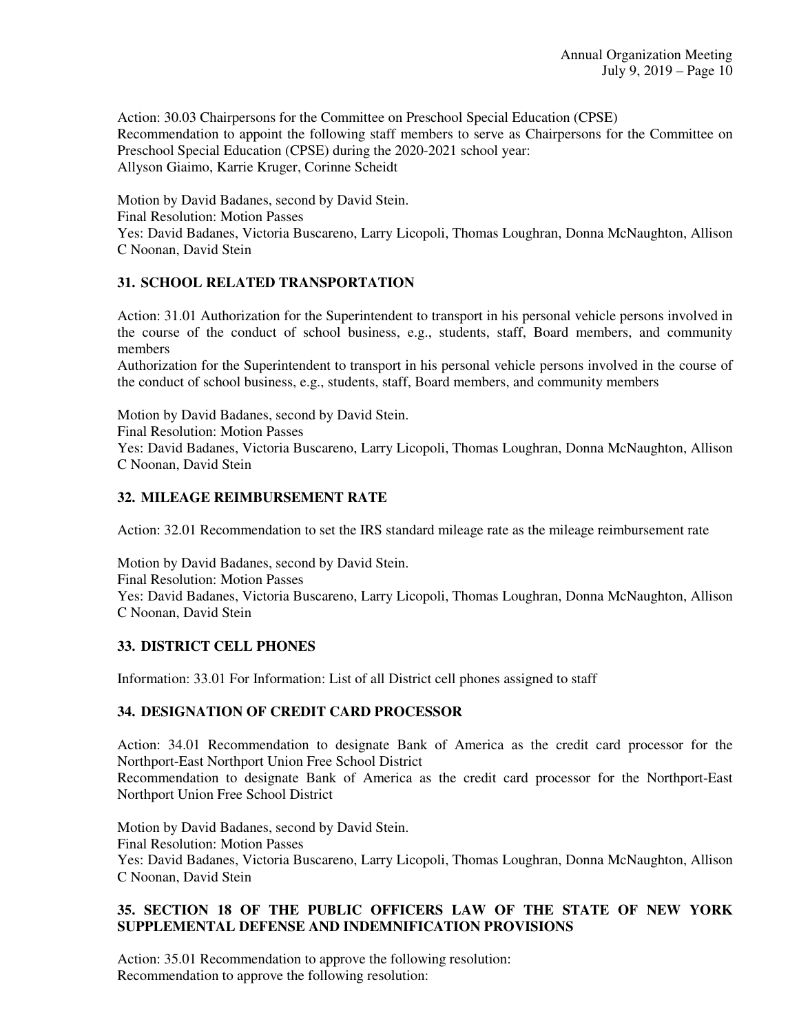Action: 30.03 Chairpersons for the Committee on Preschool Special Education (CPSE)
Recommendation to appoint the following staff members to serve as Chairpersons for the Committee on Preschool Special Education (CPSE) during the 2020-2021 school year:
Allyson Giaimo, Karrie Kruger, Corinne Scheidt

Motion by David Badanes, second by David Stein.
Final Resolution: Motion Passes
Yes: David Badanes, Victoria Buscareno, Larry Licopoli, Thomas Loughran, Donna McNaughton, Allison C Noonan, David Stein

## 31. SCHOOL RELATED TRANSPORTATION

Action: 31.01 Authorization for the Superintendent to transport in his personal vehicle persons involved in the course of the conduct of school business, e.g., students, staff, Board members, and community members
Authorization for the Superintendent to transport in his personal vehicle persons involved in the course of the conduct of school business, e.g., students, staff, Board members, and community members

Motion by David Badanes, second by David Stein.
Final Resolution: Motion Passes
Yes: David Badanes, Victoria Buscareno, Larry Licopoli, Thomas Loughran, Donna McNaughton, Allison C Noonan, David Stein

## 32. MILEAGE REIMBURSEMENT RATE

Action: 32.01 Recommendation to set the IRS standard mileage rate as the mileage reimbursement rate

Motion by David Badanes, second by David Stein.
Final Resolution: Motion Passes
Yes: David Badanes, Victoria Buscareno, Larry Licopoli, Thomas Loughran, Donna McNaughton, Allison C Noonan, David Stein

## 33. DISTRICT CELL PHONES

Information: 33.01 For Information: List of all District cell phones assigned to staff

## 34. DESIGNATION OF CREDIT CARD PROCESSOR

Action: 34.01 Recommendation to designate Bank of America as the credit card processor for the Northport-East Northport Union Free School District
Recommendation to designate Bank of America as the credit card processor for the Northport-East Northport Union Free School District

Motion by David Badanes, second by David Stein.
Final Resolution: Motion Passes
Yes: David Badanes, Victoria Buscareno, Larry Licopoli, Thomas Loughran, Donna McNaughton, Allison C Noonan, David Stein

## 35. SECTION 18 OF THE PUBLIC OFFICERS LAW OF THE STATE OF NEW YORK SUPPLEMENTAL DEFENSE AND INDEMNIFICATION PROVISIONS

Action: 35.01 Recommendation to approve the following resolution:
Recommendation to approve the following resolution: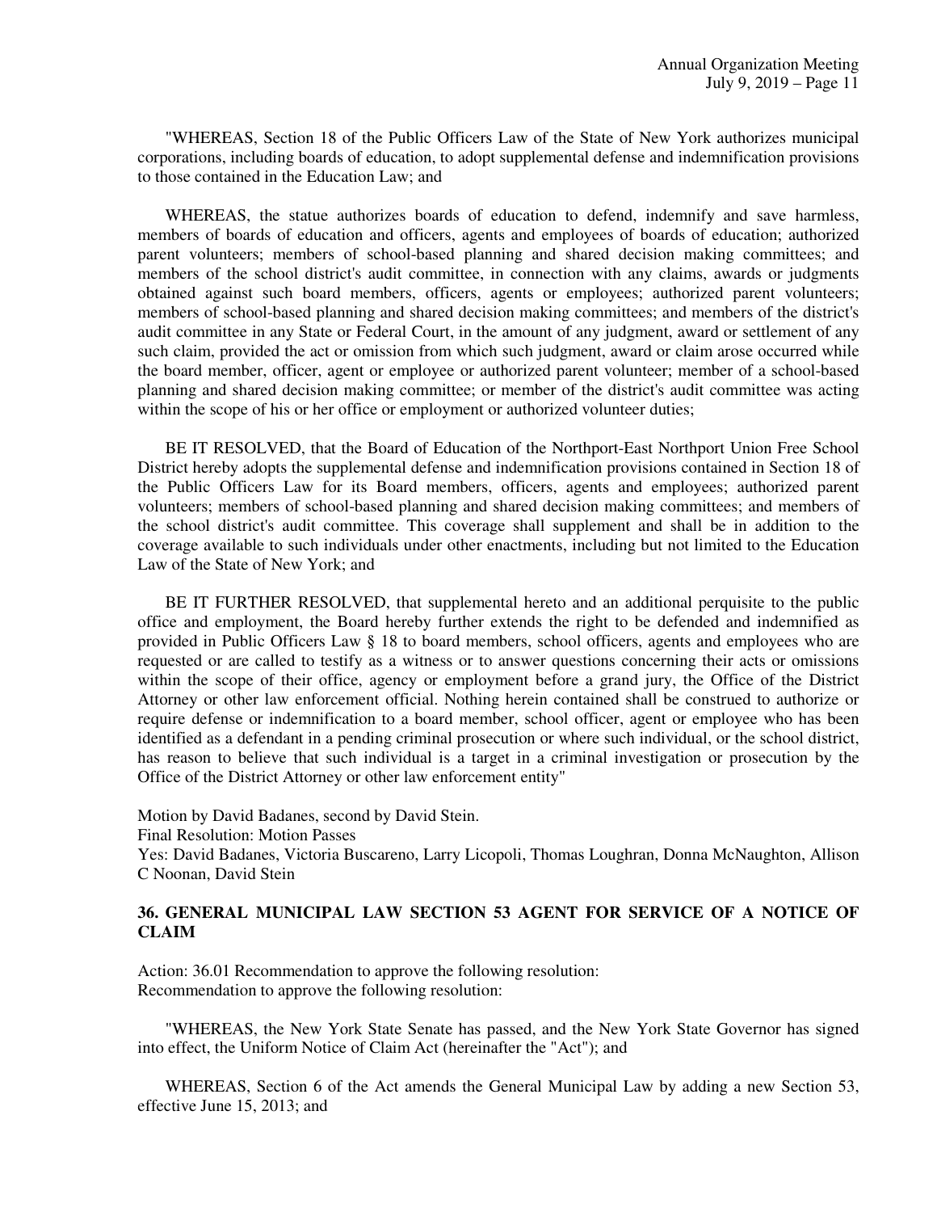"WHEREAS, Section 18 of the Public Officers Law of the State of New York authorizes municipal corporations, including boards of education, to adopt supplemental defense and indemnification provisions to those contained in the Education Law; and

WHEREAS, the statue authorizes boards of education to defend, indemnify and save harmless, members of boards of education and officers, agents and employees of boards of education; authorized parent volunteers; members of school-based planning and shared decision making committees; and members of the school district's audit committee, in connection with any claims, awards or judgments obtained against such board members, officers, agents or employees; authorized parent volunteers; members of school-based planning and shared decision making committees; and members of the district's audit committee in any State or Federal Court, in the amount of any judgment, award or settlement of any such claim, provided the act or omission from which such judgment, award or claim arose occurred while the board member, officer, agent or employee or authorized parent volunteer; member of a school-based planning and shared decision making committee; or member of the district's audit committee was acting within the scope of his or her office or employment or authorized volunteer duties;

BE IT RESOLVED, that the Board of Education of the Northport-East Northport Union Free School District hereby adopts the supplemental defense and indemnification provisions contained in Section 18 of the Public Officers Law for its Board members, officers, agents and employees; authorized parent volunteers; members of school-based planning and shared decision making committees; and members of the school district's audit committee. This coverage shall supplement and shall be in addition to the coverage available to such individuals under other enactments, including but not limited to the Education Law of the State of New York; and

BE IT FURTHER RESOLVED, that supplemental hereto and an additional perquisite to the public office and employment, the Board hereby further extends the right to be defended and indemnified as provided in Public Officers Law § 18 to board members, school officers, agents and employees who are requested or are called to testify as a witness or to answer questions concerning their acts or omissions within the scope of their office, agency or employment before a grand jury, the Office of the District Attorney or other law enforcement official. Nothing herein contained shall be construed to authorize or require defense or indemnification to a board member, school officer, agent or employee who has been identified as a defendant in a pending criminal prosecution or where such individual, or the school district, has reason to believe that such individual is a target in a criminal investigation or prosecution by the Office of the District Attorney or other law enforcement entity"

Motion by David Badanes, second by David Stein.
Final Resolution: Motion Passes
Yes: David Badanes, Victoria Buscareno, Larry Licopoli, Thomas Loughran, Donna McNaughton, Allison C Noonan, David Stein

### 36. GENERAL MUNICIPAL LAW SECTION 53 AGENT FOR SERVICE OF A NOTICE OF CLAIM

Action: 36.01 Recommendation to approve the following resolution:
Recommendation to approve the following resolution:

"WHEREAS, the New York State Senate has passed, and the New York State Governor has signed into effect, the Uniform Notice of Claim Act (hereinafter the "Act"); and

WHEREAS, Section 6 of the Act amends the General Municipal Law by adding a new Section 53, effective June 15, 2013; and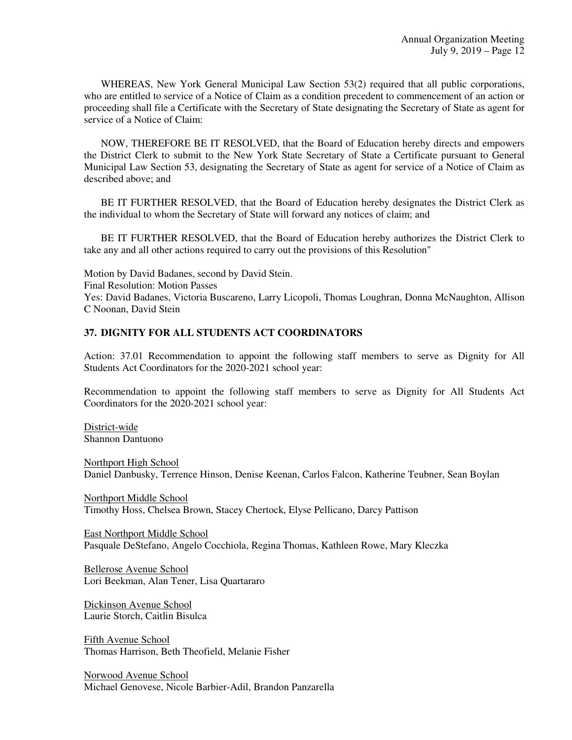WHEREAS, New York General Municipal Law Section 53(2) required that all public corporations, who are entitled to service of a Notice of Claim as a condition precedent to commencement of an action or proceeding shall file a Certificate with the Secretary of State designating the Secretary of State as agent for service of a Notice of Claim:

NOW, THEREFORE BE IT RESOLVED, that the Board of Education hereby directs and empowers the District Clerk to submit to the New York State Secretary of State a Certificate pursuant to General Municipal Law Section 53, designating the Secretary of State as agent for service of a Notice of Claim as described above; and

BE IT FURTHER RESOLVED, that the Board of Education hereby designates the District Clerk as the individual to whom the Secretary of State will forward any notices of claim; and

BE IT FURTHER RESOLVED, that the Board of Education hereby authorizes the District Clerk to take any and all other actions required to carry out the provisions of this Resolution"

Motion by David Badanes, second by David Stein.
Final Resolution: Motion Passes
Yes: David Badanes, Victoria Buscareno, Larry Licopoli, Thomas Loughran, Donna McNaughton, Allison C Noonan, David Stein

## 37. DIGNITY FOR ALL STUDENTS ACT COORDINATORS

Action: 37.01 Recommendation to appoint the following staff members to serve as Dignity for All Students Act Coordinators for the 2020-2021 school year:

Recommendation to appoint the following staff members to serve as Dignity for All Students Act Coordinators for the 2020-2021 school year:

District-wide
Shannon Dantuono

Northport High School
Daniel Danbusky, Terrence Hinson, Denise Keenan, Carlos Falcon, Katherine Teubner, Sean Boylan

Northport Middle School
Timothy Hoss, Chelsea Brown, Stacey Chertock, Elyse Pellicano, Darcy Pattison

East Northport Middle School
Pasquale DeStefano, Angelo Cocchiola, Regina Thomas, Kathleen Rowe, Mary Kleczka

Bellerose Avenue School
Lori Beekman, Alan Tener, Lisa Quartararo

Dickinson Avenue School
Laurie Storch, Caitlin Bisulca

Fifth Avenue School
Thomas Harrison, Beth Theofield, Melanie Fisher

Norwood Avenue School
Michael Genovese, Nicole Barbier-Adil, Brandon Panzarella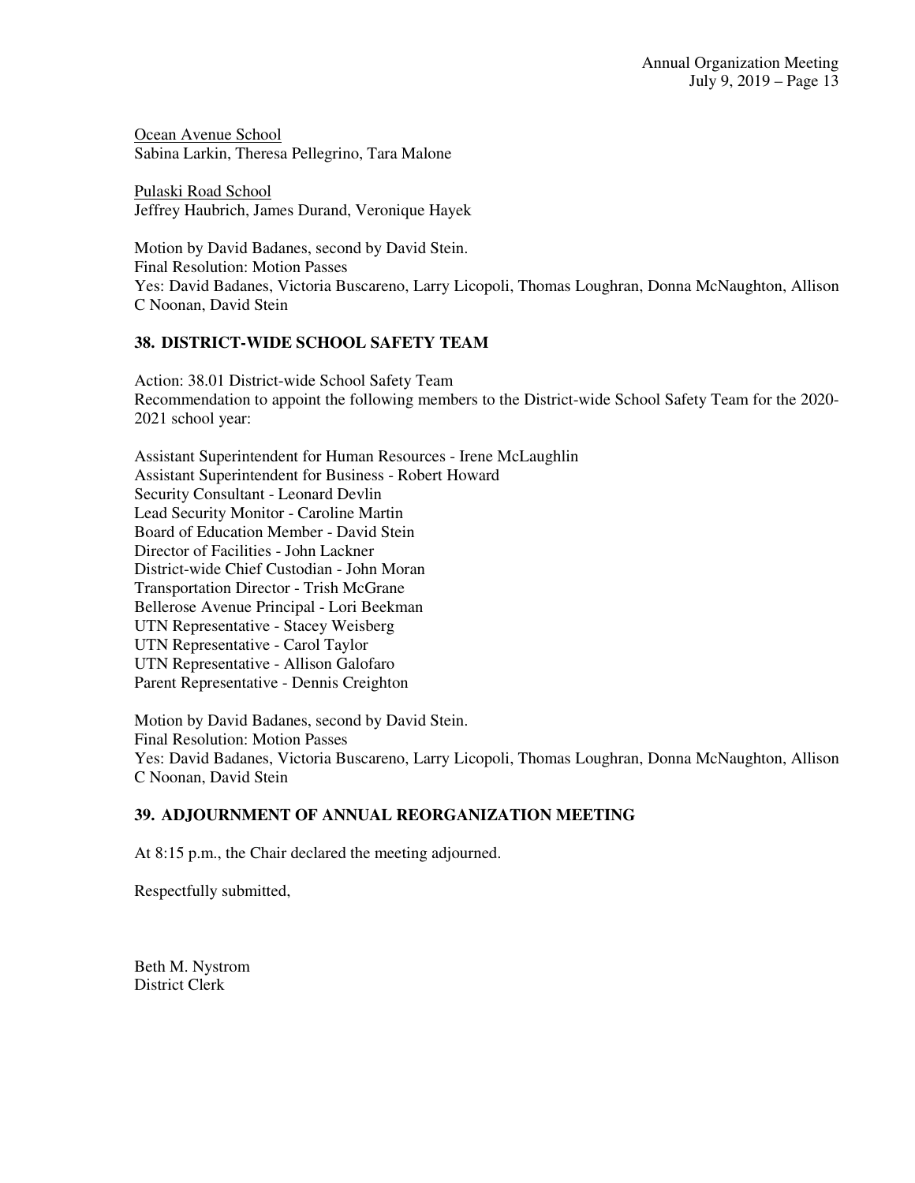Ocean Avenue School
Sabina Larkin, Theresa Pellegrino, Tara Malone

Pulaski Road School
Jeffrey Haubrich, James Durand, Veronique Hayek

Motion by David Badanes, second by David Stein.
Final Resolution: Motion Passes
Yes: David Badanes, Victoria Buscareno, Larry Licopoli, Thomas Loughran, Donna McNaughton, Allison C Noonan, David Stein

## 38. DISTRICT-WIDE SCHOOL SAFETY TEAM

Action: 38.01 District-wide School Safety Team
Recommendation to appoint the following members to the District-wide School Safety Team for the 2020-2021 school year:

Assistant Superintendent for Human Resources - Irene McLaughlin
Assistant Superintendent for Business - Robert Howard
Security Consultant - Leonard Devlin
Lead Security Monitor - Caroline Martin
Board of Education Member - David Stein
Director of Facilities - John Lackner
District-wide Chief Custodian - John Moran
Transportation Director - Trish McGrane
Bellerose Avenue Principal - Lori Beekman
UTN Representative - Stacey Weisberg
UTN Representative - Carol Taylor
UTN Representative - Allison Galofaro
Parent Representative - Dennis Creighton

Motion by David Badanes, second by David Stein.
Final Resolution: Motion Passes
Yes: David Badanes, Victoria Buscareno, Larry Licopoli, Thomas Loughran, Donna McNaughton, Allison C Noonan, David Stein

## 39. ADJOURNMENT OF ANNUAL REORGANIZATION MEETING

At 8:15 p.m., the Chair declared the meeting adjourned.

Respectfully submitted,

Beth M. Nystrom
District Clerk